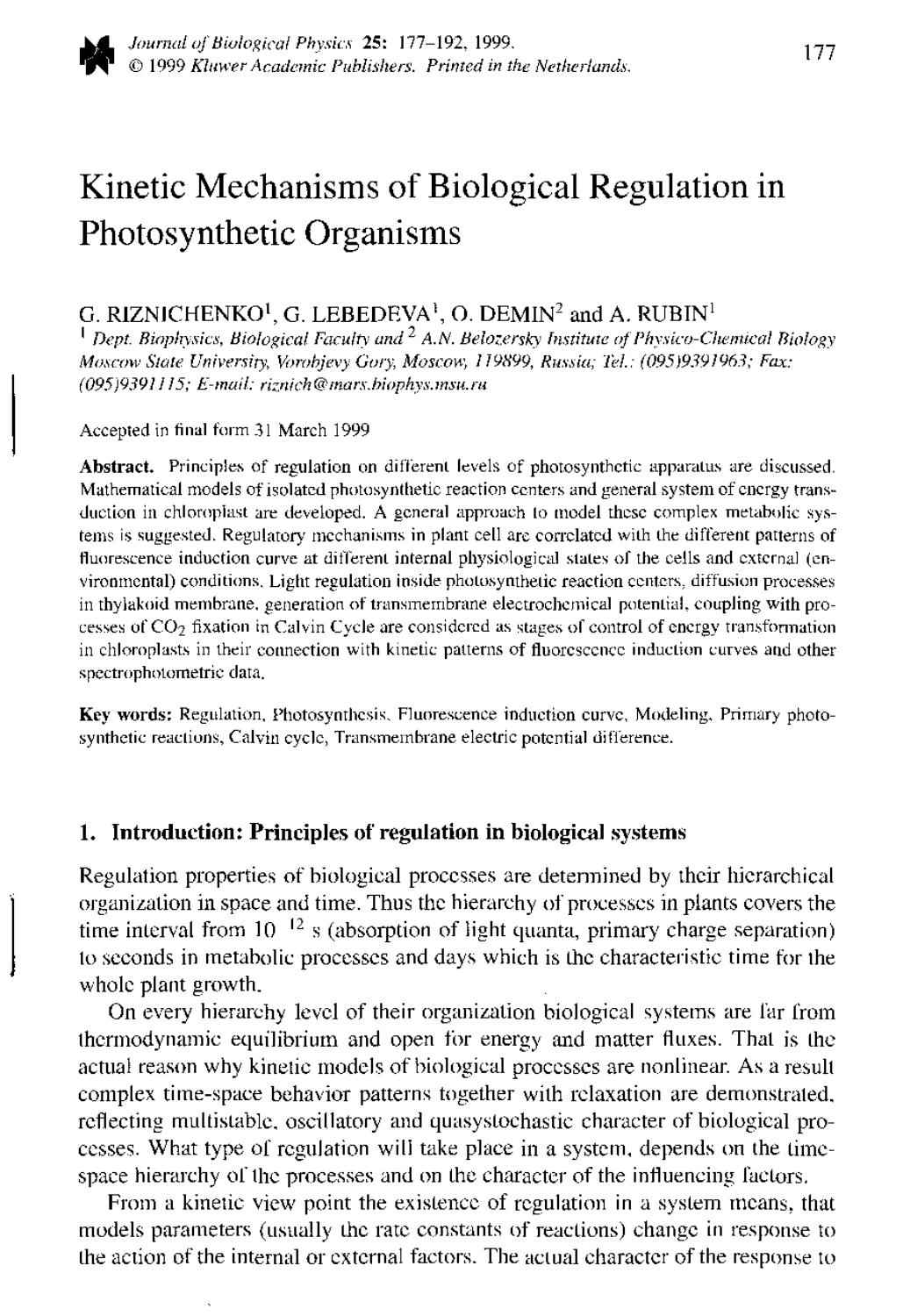# Kinetic Mechanisms of Biological Regulation in Photosynthetic Organisms

G. RIZNICHENKO[1], G. LEBEDEVA[1], O. DEMIN[2] and A. RUBIN[1]

[1] *Dept. Biophysics, Biological Faculty and* [2] *A.N. Belozersky Institute of Physico-Chemical Biology Moscow State University, Vorobjevy Gory, Moscow, 119899, Russia; Tel.: (095)9391963; Fax: (095)9391115; E-mail: riznich@mars.biophys.msu.ru*

Accepted in final form 31 March 1999

**Abstract.** Principles of regulation on different levels of photosynthetic apparatus are discussed. Mathematical models of isolated photosynthetic reaction centers and general system of energy transduction in chloroplast are developed. A general approach to model these complex metabolic systems is suggested. Regulatory mechanisms in plant cell are correlated with the different patterns of fluorescence induction curve at different internal physiological states of the cells and external (environmental) conditions. Light regulation inside photosynthetic reaction centers, diffusion processes in thylakoid membrane, generation of transmembrane electrochemical potential, coupling with processes of $CO_2$ fixation in Calvin Cycle are considered as stages of control of energy transformation in chloroplasts in their connection with kinetic patterns of fluorescence induction curves and other spectrophotometric data.

**Key words:** Regulation, Photosynthesis, Fluorescence induction curve, Modeling, Primary photosynthetic reactions, Calvin cycle, Transmembrane electric potential difference.

## 1. Introduction: Principles of regulation in biological systems

Regulation properties of biological processes are determined by their hierarchical organization in space and time. Thus the hierarchy of processes in plants covers the time interval from $10^{-12}$ s (absorption of light quanta, primary charge separation) to seconds in metabolic processes and days which is the characteristic time for the whole plant growth.

On every hierarchy level of their organization biological systems are far from thermodynamic equilibrium and open for energy and matter fluxes. That is the actual reason why kinetic models of biological processes are nonlinear. As a result complex time-space behavior patterns together with relaxation are demonstrated, reflecting multistable, oscillatory and quasystochastic character of biological processes. What type of regulation will take place in a system, depends on the time-space hierarchy of the processes and on the character of the influencing factors.

From a kinetic view point the existence of regulation in a system means, that models parameters (usually the rate constants of reactions) change in response to the action of the internal or external factors. The actual character of the response to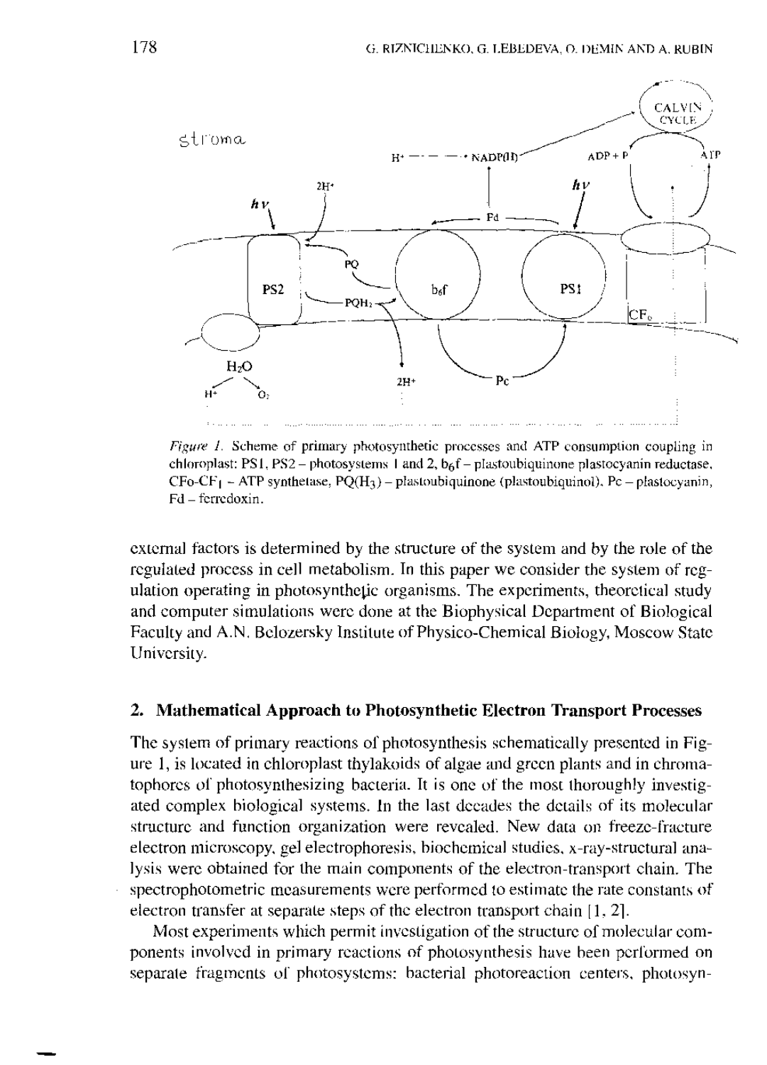*Figure 1.* Scheme of primary photosynthetic processes and ATP consumption coupling in chloroplast: PS1, PS2 – photosystems I and 2, $b_6f$ – plastoubiquinone plastocyanin reductase, CFo-$CF_1$ – ATP synthetase, PQ($H_3$) – plastoubiquinone (plastoubiquinol), Pc – plastocyanin, Fd – ferredoxin.

external factors is determined by the structure of the system and by the role of the regulated process in cell metabolism. In this paper we consider the system of regulation operating in photosynthetic organisms. The experiments, theoretical study and computer simulations were done at the Biophysical Department of Biological Faculty and A.N. Belozersky Institute of Physico-Chemical Biology, Moscow State University.

## 2. Mathematical Approach to Photosynthetic Electron Transport Processes

The system of primary reactions of photosynthesis schematically presented in Figure 1, is located in chloroplast thylakoids of algae and green plants and in chromatophores of photosynthesizing bacteria. It is one of the most thoroughly investigated complex biological systems. In the last decades the details of its molecular structure and function organization were revealed. New data on freeze-fracture electron microscopy, gel electrophoresis, biochemical studies, x-ray-structural analysis were obtained for the main components of the electron-transport chain. The spectrophotometric measurements were performed to estimate the rate constants of electron transfer at separate steps of the electron transport chain [1, 2].

Most experiments which permit investigation of the structure of molecular components involved in primary reactions of photosynthesis have been performed on separate fragments of photosystems: bacterial photoreaction centers, photosyn-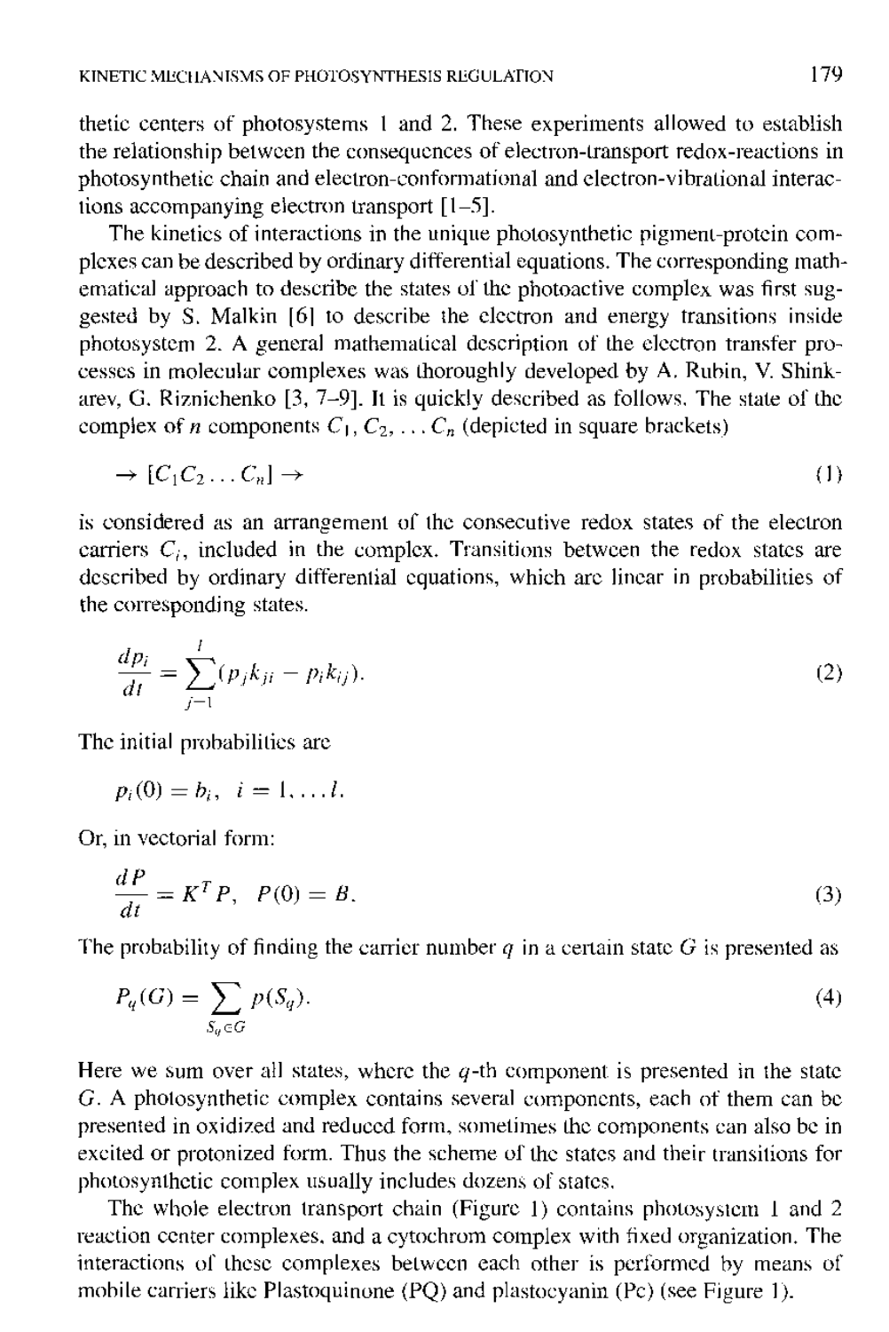thetic centers of photosystems 1 and 2. These experiments allowed to establish the relationship between the consequences of electron-transport redox-reactions in photosynthetic chain and electron-conformational and electron-vibrational interactions accompanying electron transport [1–5].

The kinetics of interactions in the unique photosynthetic pigment-protein complexes can be described by ordinary differential equations. The corresponding mathematical approach to describe the states of the photoactive complex was first suggested by S. Malkin [6] to describe the electron and energy transitions inside photosystem 2. A general mathematical description of the electron transfer processes in molecular complexes was thoroughly developed by A. Rubin, V. Shinkarev, G. Riznichenko [3, 7–9]. It is quickly described as follows. The state of the complex of $n$ components $C_1, C_2, \ldots C_n$ (depicted in square brackets)

$$\rightarrow [C_1 C_2 \ldots C_n] \rightarrow \tag{1}$$

is considered as an arrangement of the consecutive redox states of the electron carriers $C_i$, included in the complex. Transitions between the redox states are described by ordinary differential equations, which are linear in probabilities of the corresponding states.

$$\frac{dp_i}{dt} = \sum_{j-1}^{l} (p_j k_{ji} - p_i k_{ij}). \tag{2}$$

The initial probabilities are

$$p_i(0) = b_i, \quad i = 1, \ldots l.$$

Or, in vectorial form:

$$\frac{dP}{dt} = K^T P, \quad P(0) = B. \tag{3}$$

The probability of finding the carrier number $q$ in a certain state $G$ is presented as

$$P_q(G) = \sum_{S_q \in G} p(S_q). \tag{4}$$

Here we sum over all states, where the $q$-th component is presented in the state $G$. A photosynthetic complex contains several components, each of them can be presented in oxidized and reduced form, sometimes the components can also be in excited or protonized form. Thus the scheme of the states and their transitions for photosynthetic complex usually includes dozens of states.

The whole electron transport chain (Figure 1) contains photosystem 1 and 2 reaction center complexes, and a cytochrom complex with fixed organization. The interactions of these complexes between each other is performed by means of mobile carriers like Plastoquinone (PQ) and plastocyanin (Pc) (see Figure 1).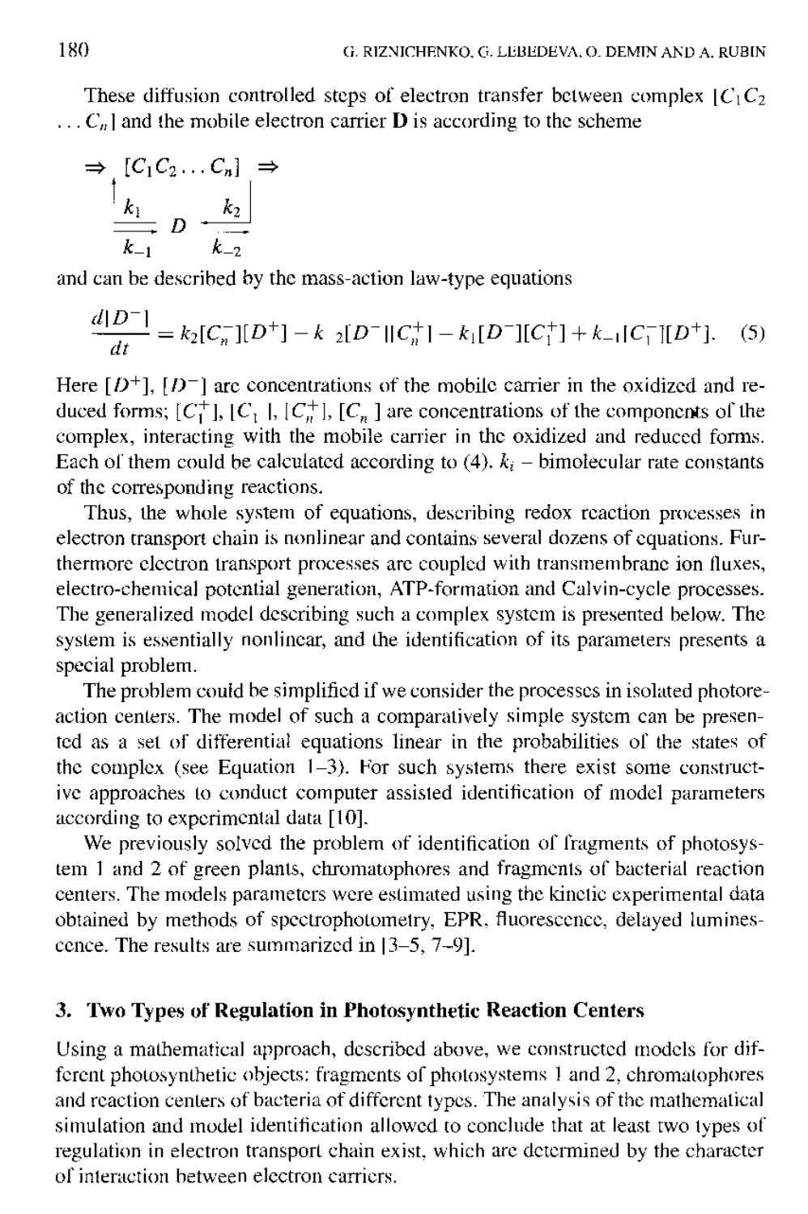These diffusion controlled steps of electron transfer between complex $[C_1C_2 \ldots C_n]$ and the mobile electron carrier **D** is according to the scheme

$$
\begin{array}{ccc}
\Rightarrow & [C_1C_2\ldots C_n] & \Rightarrow \\
\uparrow & & \downarrow \\
\underset{k_{-1}}{\overset{k_1}{\rightleftharpoons}} & D & \underset{k_{-2}}{\overset{k_2}{\leftarrow}}
\end{array}
$$

and can be described by the mass-action law-type equations

$$
\frac{d[D^-]}{dt} = k_2[C_n^-][D^+] - k_{-2}[D^-][C_n^+] - k_1[D^-][C_1^+] + k_{-1}[C_1^-][D^+]. \quad (5)
$$

Here $[D^+]$, $[D^-]$ are concentrations of the mobile carrier in the oxidized and reduced forms; $[C_1^+]$, $[C_1^-]$, $[C_n^+]$, $[C_n^-]$ are concentrations of the components of the complex, interacting with the mobile carrier in the oxidized and reduced forms. Each of them could be calculated according to (4). $k_i$ – bimolecular rate constants of the corresponding reactions.

Thus, the whole system of equations, describing redox reaction processes in electron transport chain is nonlinear and contains several dozens of equations. Furthermore electron transport processes are coupled with transmembrane ion fluxes, electro-chemical potential generation, ATP-formation and Calvin-cycle processes. The generalized model describing such a complex system is presented below. The system is essentially nonlinear, and the identification of its parameters presents a special problem.

The problem could be simplified if we consider the processes in isolated photoreaction centers. The model of such a comparatively simple system can be presented as a set of differential equations linear in the probabilities of the states of the complex (see Equation 1–3). For such systems there exist some constructive approaches to conduct computer assisted identification of model parameters according to experimental data [10].

We previously solved the problem of identification of fragments of photosystem 1 and 2 of green plants, chromatophores and fragments of bacterial reaction centers. The models parameters were estimated using the kinetic experimental data obtained by methods of spectrophotometry, EPR, fluorescence, delayed luminescence. The results are summarized in [3–5, 7–9].

## 3. Two Types of Regulation in Photosynthetic Reaction Centers

Using a mathematical approach, described above, we constructed models for different photosynthetic objects: fragments of photosystems 1 and 2, chromatophores and reaction centers of bacteria of different types. The analysis of the mathematical simulation and model identification allowed to conclude that at least two types of regulation in electron transport chain exist, which are determined by the character of interaction between electron carriers.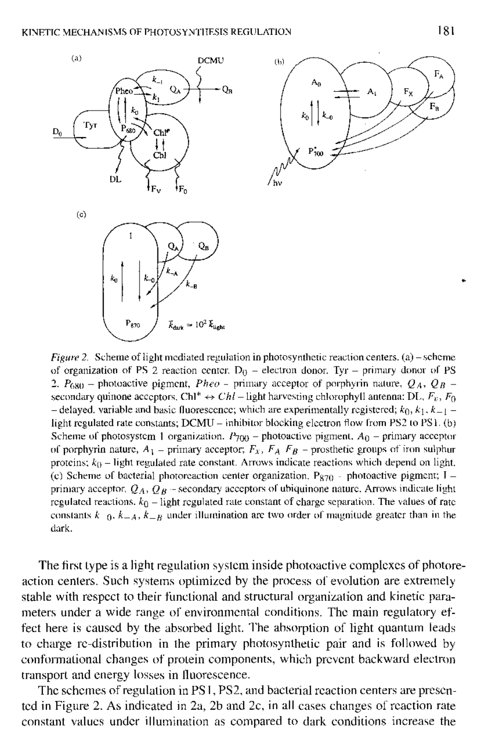*Figure 2.* Scheme of light mediated regulation in photosynthetic reaction centers. (a) – scheme of organization of PS 2 reaction center. $D_0$ – electron donor. Tyr – primary donor of PS 2. $P_{680}$ – photoactive pigment, *Pheo* – primary acceptor of porphyrin nature, $Q_A$, $Q_B$ – secondary quinone acceptors, $Chl^* \leftrightarrow Chl$ – light harvesting chlorophyll antenna: DL, $F_v$, $F_0$ – delayed, variable and basic fluorescence; which are experimentally registered; $k_0$, $k_1$, $k_{-1}$ – light regulated rate constants; DCMU – inhibitor blocking electron flow from PS2 to PS1. (b) Scheme of photosystem 1 organization. $P_{700}$ – photoactive pigment, $A_0$ – primary acceptor of porphyrin nature, $A_1$ – primary acceptor; $F_X$, $F_A$ $F_B$ – prosthetic groups of iron sulphur proteins; $k_0$ – light regulated rate constant. Arrows indicate reactions which depend on light. (c) Scheme of bacterial photoreaction center organization. $P_{870}$ – photoactive pigment; I – primary acceptor, $Q_A$, $Q_B$ – secondary acceptors of ubiquinone nature. Arrows indicate light regulated reactions. $k_0$ – light regulated rate constant of charge separation. The values of rate constants $k_{-0}$, $k_{-A}$, $k_{-B}$ under illumination are two order of magnitude greater than in the dark.

The first type is a light regulation system inside photoactive complexes of photoreaction centers. Such systems optimized by the process of evolution are extremely stable with respect to their functional and structural organization and kinetic parameters under a wide range of environmental conditions. The main regulatory effect here is caused by the absorbed light. The absorption of light quantum leads to charge re-distribution in the primary photosynthetic pair and is followed by conformational changes of protein components, which prevent backward electron transport and energy losses in fluorescence.

The schemes of regulation in PS1, PS2, and bacterial reaction centers are presented in Figure 2. As indicated in 2a, 2b and 2c, in all cases changes of reaction rate constant values under illumination as compared to dark conditions increase the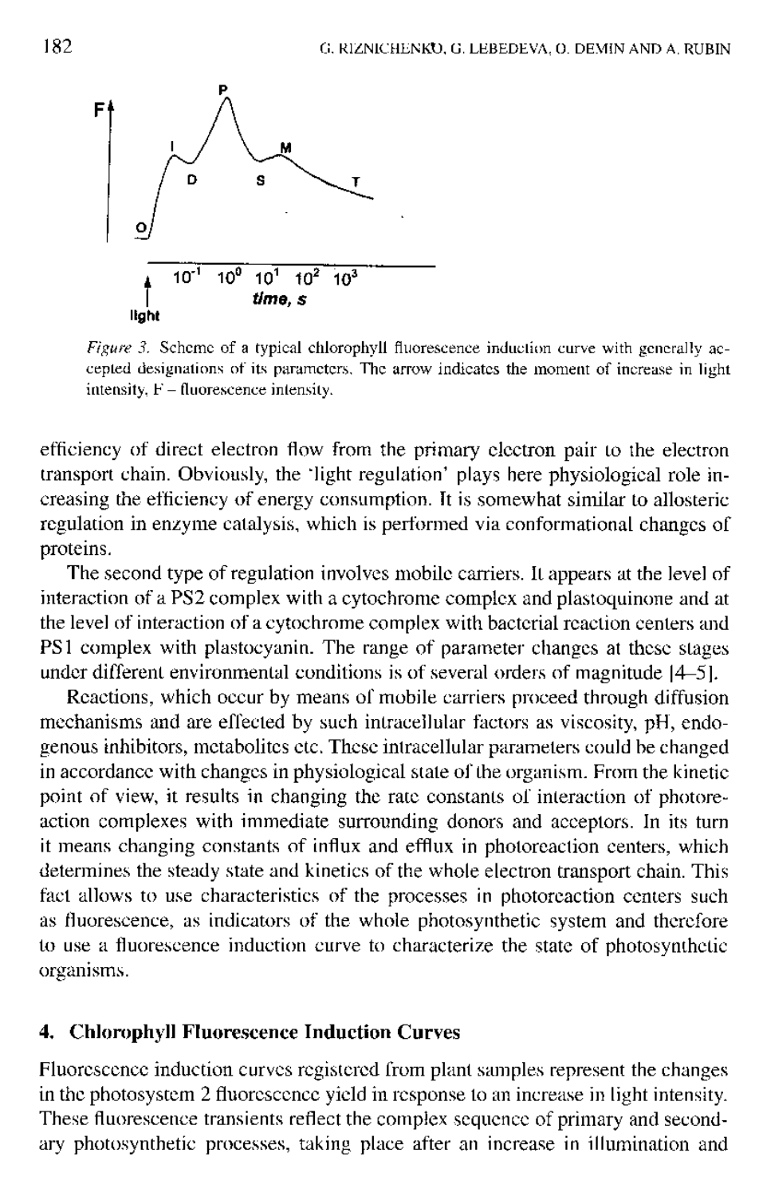*Figure 3.* Scheme of a typical chlorophyll fluorescence induction curve with generally accepted designations of its parameters. The arrow indicates the moment of increase in light intensity. F – fluorescence intensity.

efficiency of direct electron flow from the primary electron pair to the electron transport chain. Obviously, the 'light regulation' plays here physiological role increasing the efficiency of energy consumption. It is somewhat similar to allosteric regulation in enzyme catalysis, which is performed via conformational changes of proteins.

The second type of regulation involves mobile carriers. It appears at the level of interaction of a PS2 complex with a cytochrome complex and plastoquinone and at the level of interaction of a cytochrome complex with bacterial reaction centers and PS1 complex with plastocyanin. The range of parameter changes at these stages under different environmental conditions is of several orders of magnitude [4–5].

Reactions, which occur by means of mobile carriers proceed through diffusion mechanisms and are effected by such intracellular factors as viscosity, pH, endogenous inhibitors, metabolites etc. These intracellular parameters could be changed in accordance with changes in physiological state of the organism. From the kinetic point of view, it results in changing the rate constants of interaction of photoreaction complexes with immediate surrounding donors and acceptors. In its turn it means changing constants of influx and efflux in photoreaction centers, which determines the steady state and kinetics of the whole electron transport chain. This fact allows to use characteristics of the processes in photoreaction centers such as fluorescence, as indicators of the whole photosynthetic system and therefore to use a fluorescence induction curve to characterize the state of photosynthetic organisms.

## 4. Chlorophyll Fluorescence Induction Curves

Fluorescence induction curves registered from plant samples represent the changes in the photosystem 2 fluorescence yield in response to an increase in light intensity. These fluorescence transients reflect the complex sequence of primary and secondary photosynthetic processes, taking place after an increase in illumination and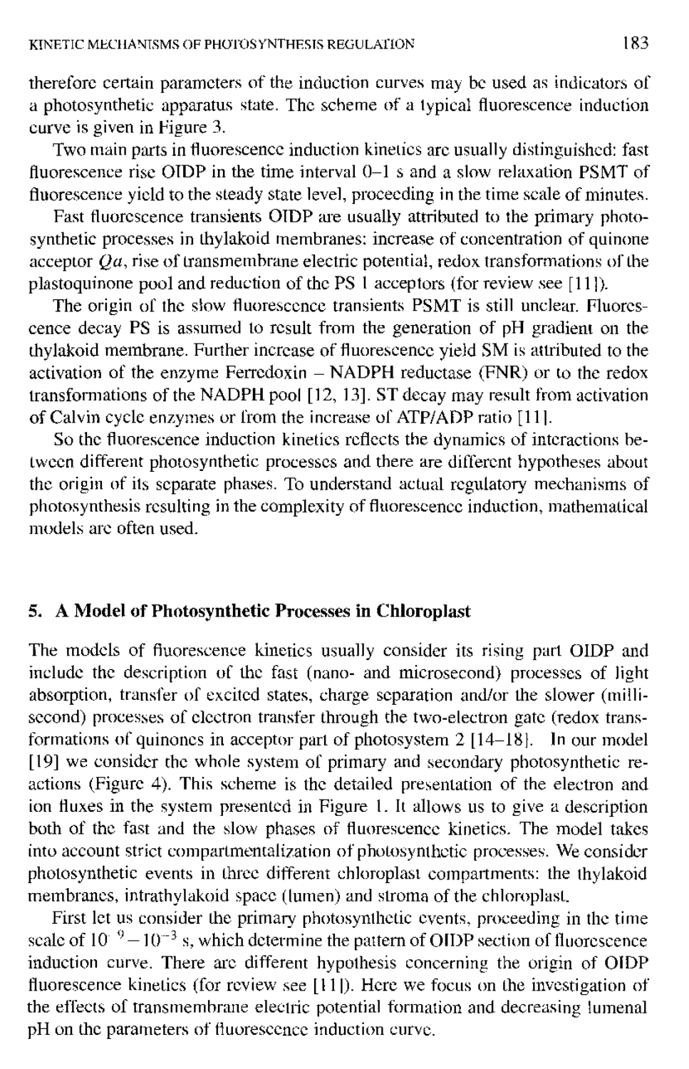therefore certain parameters of the induction curves may be used as indicators of a photosynthetic apparatus state. The scheme of a typical fluorescence induction curve is given in Figure 3.

Two main parts in fluorescence induction kinetics are usually distinguished: fast fluorescence rise OIDP in the time interval 0–1 s and a slow relaxation PSMT of fluorescence yield to the steady state level, proceeding in the time scale of minutes.

Fast fluorescence transients OIDP are usually attributed to the primary photosynthetic processes in thylakoid membranes: increase of concentration of quinone acceptor $Qa$, rise of transmembrane electric potential, redox transformations of the plastoquinone pool and reduction of the PS 1 acceptors (for review see [11]).

The origin of the slow fluorescence transients PSMT is still unclear. Fluorescence decay PS is assumed to result from the generation of pH gradient on the thylakoid membrane. Further increase of fluorescence yield SM is attributed to the activation of the enzyme Ferredoxin – NADPH reductase (FNR) or to the redox transformations of the NADPH pool [12, 13]. ST decay may result from activation of Calvin cycle enzymes or from the increase of ATP/ADP ratio [11].

So the fluorescence induction kinetics reflects the dynamics of interactions between different photosynthetic processes and there are different hypotheses about the origin of its separate phases. To understand actual regulatory mechanisms of photosynthesis resulting in the complexity of fluorescence induction, mathematical models are often used.

## 5. A Model of Photosynthetic Processes in Chloroplast

The models of fluorescence kinetics usually consider its rising part OIDP and include the description of the fast (nano- and microsecond) processes of light absorption, transfer of excited states, charge separation and/or the slower (millisecond) processes of electron transfer through the two-electron gate (redox transformations of quinones in acceptor part of photosystem 2 [14–18]. In our model [19] we consider the whole system of primary and secondary photosynthetic reactions (Figure 4). This scheme is the detailed presentation of the electron and ion fluxes in the system presented in Figure 1. It allows us to give a description both of the fast and the slow phases of fluorescence kinetics. The model takes into account strict compartmentalization of photosynthetic processes. We consider photosynthetic events in three different chloroplast compartments: the thylakoid membranes, intrathylakoid space (lumen) and stroma of the chloroplast.

First let us consider the primary photosynthetic events, proceeding in the time scale of $10^{-9} - 10^{-3}$ s, which determine the pattern of OIDP section of fluorescence induction curve. There are different hypothesis concerning the origin of OIDP fluorescence kinetics (for review see [11]). Here we focus on the investigation of the effects of transmembrane electric potential formation and decreasing lumenal pH on the parameters of fluorescence induction curve.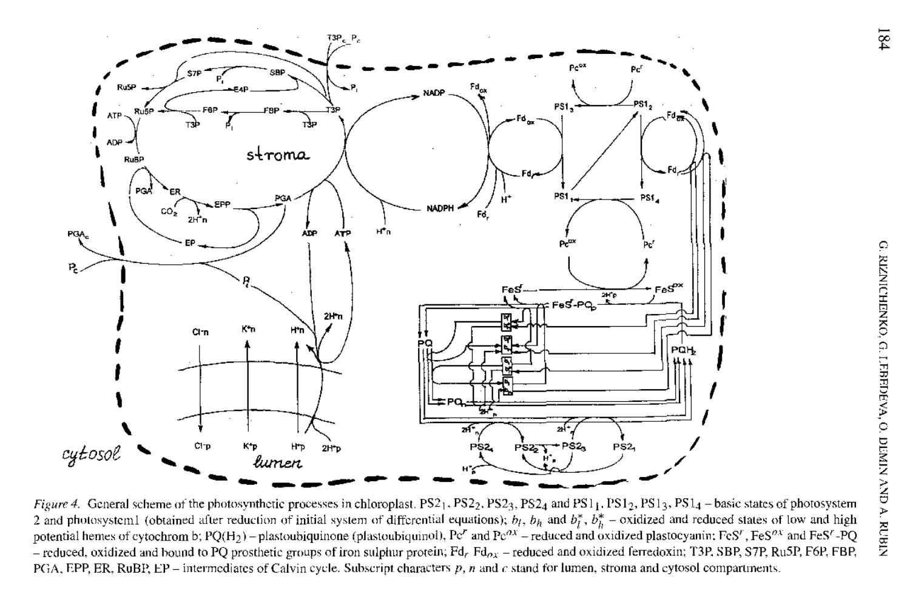*Figure 4.* General scheme of the photosynthetic processes in chloroplast. $PS2_1$, $PS2_2$, $PS2_3$, $PS2_4$ and $PS1_1$, $PS1_2$, $PS1_3$, $PS1_4$ – basic states of photosystem 2 and photosystem1 (obtained after reduction of initial system of differential equations); $b_l$, $b_h$ and $b_l^*$, $b_h^*$ – oxidized and reduced states of low and high potential hemes of cytochrom b; PQ($H_2$) – plastoubiquinone (plastoubiquinol), $Pc^r$ and $Pc^{ox}$ – reduced and oxidized plastocyanin; $FeS^r$, $FeS^{ox}$ and $FeS^r$-PQ – reduced, oxidized and bound to PQ prosthetic groups of iron sulphur protein; $Fd_r$ $Fd_{ox}$ – reduced and oxidized ferredoxin; T3P, SBP, S7P, Ru5P, F6P, FBP, PGA, EPP, ER, RuBP, EP – intermediates of Calvin cycle. Subscript characters *p*, *n* and *c* stand for lumen, stroma and cytosol compartments.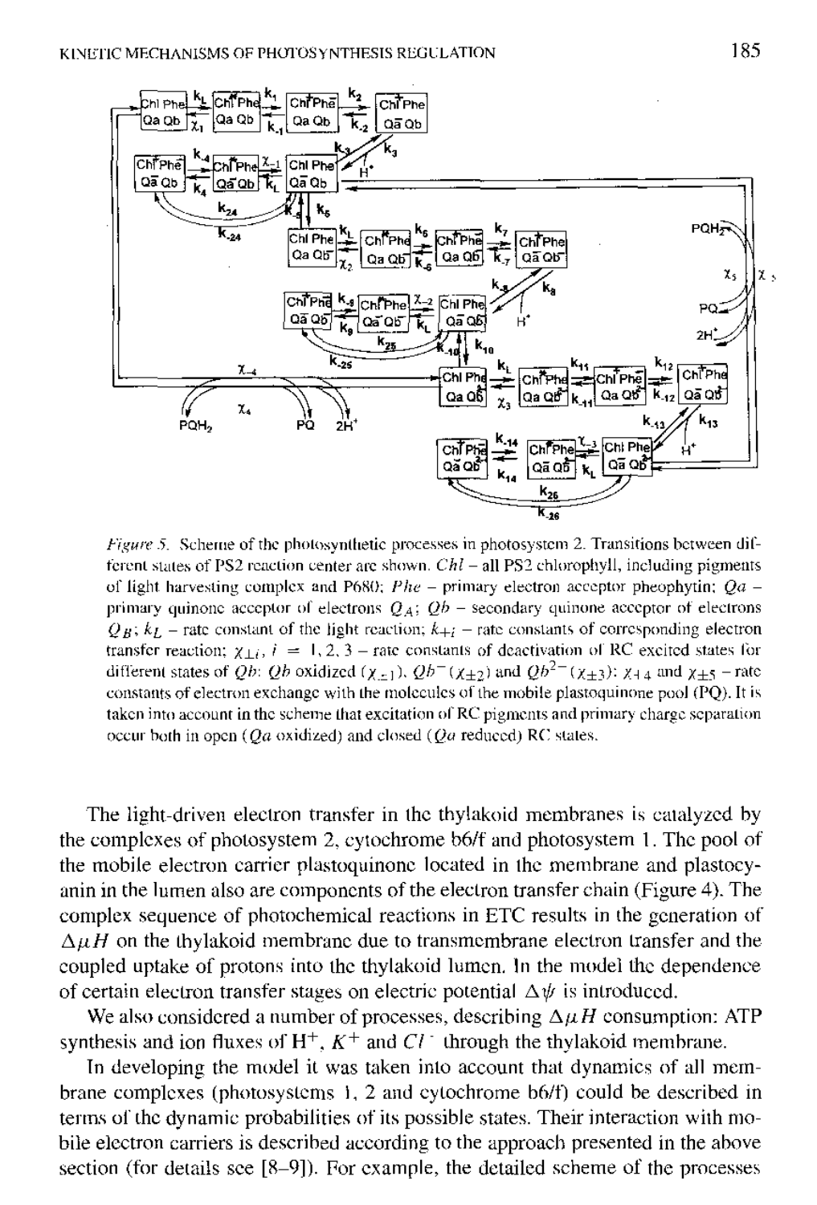*Figure 5.* Scheme of the photosynthetic processes in photosystem 2. Transitions between different states of PS2 reaction center are shown. *Chl* – all PS2 chlorophyll, including pigments of light harvesting complex and P680; *Phe* – primary electron acceptor pheophytin; *Qa* – primary quinone acceptor of electrons $Q_A$; *Qb* – secondary quinone acceptor of electrons $Q_B$; $k_L$ – rate constant of the light reaction; $k_{+i}$ – rate constants of corresponding electron transfer reaction; $\chi_{\pm i}$, $i = 1, 2, 3$ – rate constants of deactivation of RC excited states for different states of *Qb*: *Qb* oxidized ($\chi_{\pm 1}$), $Qb^-$ ($\chi_{\pm 2}$) and $Qb^{2-}$ ($\chi_{\pm 3}$): $\chi_{\pm 4}$ and $\chi_{\pm 5}$ – rate constants of electron exchange with the molecules of the mobile plastoquinone pool (PQ). It is taken into account in the scheme that excitation of RC pigments and primary charge separation occur both in open (*Qa* oxidized) and closed (*Qa* reduced) RC states.

The light-driven electron transfer in the thylakoid membranes is catalyzed by the complexes of photosystem 2, cytochrome b6/f and photosystem 1. The pool of the mobile electron carrier plastoquinone located in the membrane and plastocyanin in the lumen also are components of the electron transfer chain (Figure 4). The complex sequence of photochemical reactions in ETC results in the generation of $\Delta\mu H$ on the thylakoid membrane due to transmembrane electron transfer and the coupled uptake of protons into the thylakoid lumen. In the model the dependence of certain electron transfer stages on electric potential $\Delta\psi$ is introduced.

We also considered a number of processes, describing $\Delta\mu H$ consumption: ATP synthesis and ion fluxes of $H^+$, $K^+$ and $Cl^-$ through the thylakoid membrane.

In developing the model it was taken into account that dynamics of all membrane complexes (photosystems 1, 2 and cytochrome b6/f) could be described in terms of the dynamic probabilities of its possible states. Their interaction with mobile electron carriers is described according to the approach presented in the above section (for details see [8–9]). For example, the detailed scheme of the processes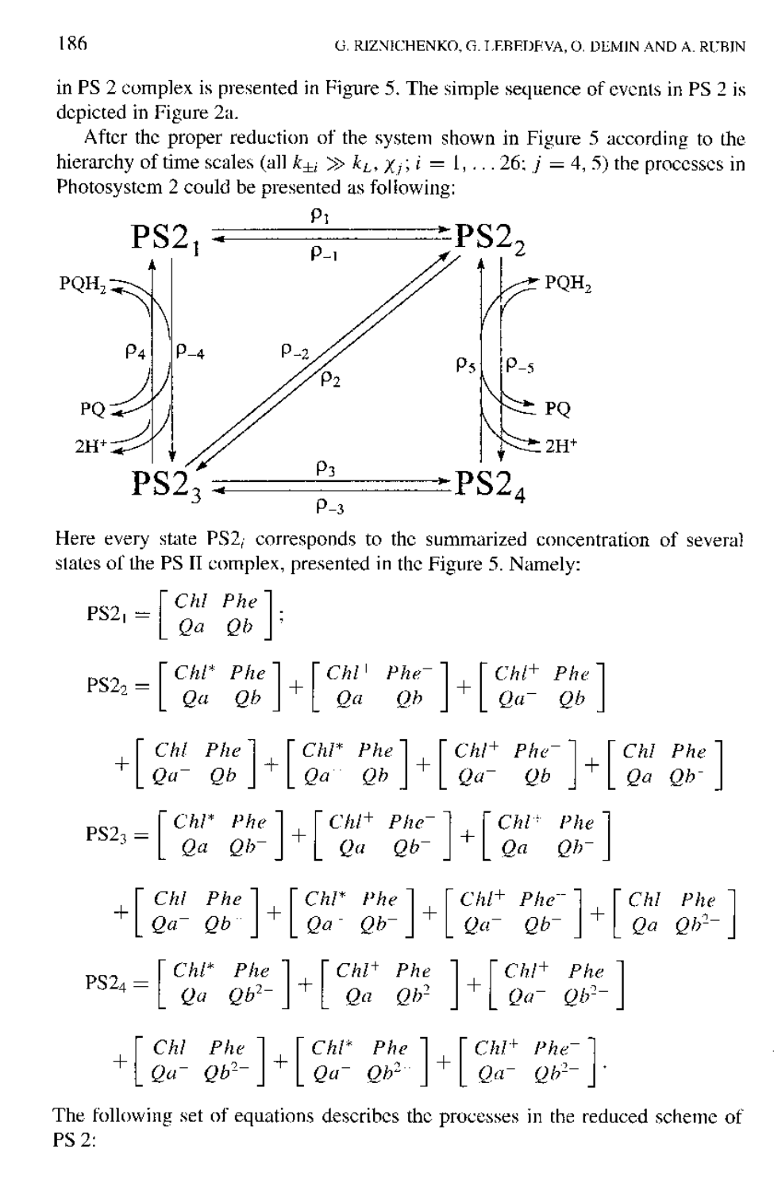in PS 2 complex is presented in Figure 5. The simple sequence of events in PS 2 is depicted in Figure 2a.

After the proper reduction of the system shown in Figure 5 according to the hierarchy of time scales (all $k_{\pm i} \gg k_L, \chi_j$; $i = 1, \ldots 26$; $j = 4, 5$) the processes in Photosystem 2 could be presented as following:

$$
\begin{array}{ccc}
PS2_1 & \underset{\rho_{-1}}{\overset{\rho_1}{\rightleftharpoons}} & PS2_2 \\
\rho_4 \uparrow\downarrow \rho_{-4} \;\; (PQH_2 \leftarrow PQ + 2H^+) & \rho_2 \nearrow\swarrow \rho_{-2} & \rho_5 \uparrow\downarrow \rho_{-5} \;\; (PQH_2 \rightarrow PQ + 2H^+) \\
PS2_3 & \underset{\rho_{-3}}{\overset{\rho_3}{\rightleftharpoons}} & PS2_4
\end{array}
$$

Here every state $PS2_i$ corresponds to the summarized concentration of several states of the PS II complex, presented in the Figure 5. Namely:

$$
PS2_1 = \begin{bmatrix} Chl & Phe \\ Qa & Qb \end{bmatrix};
$$

$$
PS2_2 = \begin{bmatrix} Chl^* & Phe \\ Qa & Qb \end{bmatrix} + \begin{bmatrix} Chl^+ & Phe^- \\ Qa & Qb \end{bmatrix} + \begin{bmatrix} Chl^+ & Phe \\ Qa^- & Qb \end{bmatrix}
$$

$$
+ \begin{bmatrix} Chl & Phe \\ Qa^- & Qb \end{bmatrix} + \begin{bmatrix} Chl^* & Phe \\ Qa^- & Qb \end{bmatrix} + \begin{bmatrix} Chl^+ & Phe^- \\ Qa^- & Qb \end{bmatrix} + \begin{bmatrix} Chl & Phe \\ Qa & Qb^- \end{bmatrix}
$$

$$
PS2_3 = \begin{bmatrix} Chl^* & Phe \\ Qa & Qb^- \end{bmatrix} + \begin{bmatrix} Chl^+ & Phe^- \\ Qa & Qb^- \end{bmatrix} + \begin{bmatrix} Chl^+ & Phe \\ Qa & Qb^- \end{bmatrix}
$$

$$
+ \begin{bmatrix} Chl & Phe \\ Qa^- & Qb^- \end{bmatrix} + \begin{bmatrix} Chl^* & Phe \\ Qa^- & Qb^- \end{bmatrix} + \begin{bmatrix} Chl^+ & Phe^- \\ Qa^- & Qb^- \end{bmatrix} + \begin{bmatrix} Chl & Phe \\ Qa & Qb^{2-} \end{bmatrix}
$$

$$
PS2_4 = \begin{bmatrix} Chl^* & Phe \\ Qa & Qb^{2-} \end{bmatrix} + \begin{bmatrix} Chl^+ & Phe \\ Qa & Qb^2 \end{bmatrix} + \begin{bmatrix} Chl^+ & Phe \\ Qa^- & Qb^{2-} \end{bmatrix}
$$

$$
+ \begin{bmatrix} Chl & Phe \\ Qa^- & Qb^{2-} \end{bmatrix} + \begin{bmatrix} Chl^* & Phe \\ Qa^- & Qb^{2-} \end{bmatrix} + \begin{bmatrix} Chl^+ & Phe^- \\ Qa^- & Qb^{2-} \end{bmatrix}.
$$

The following set of equations describes the processes in the reduced scheme of PS 2: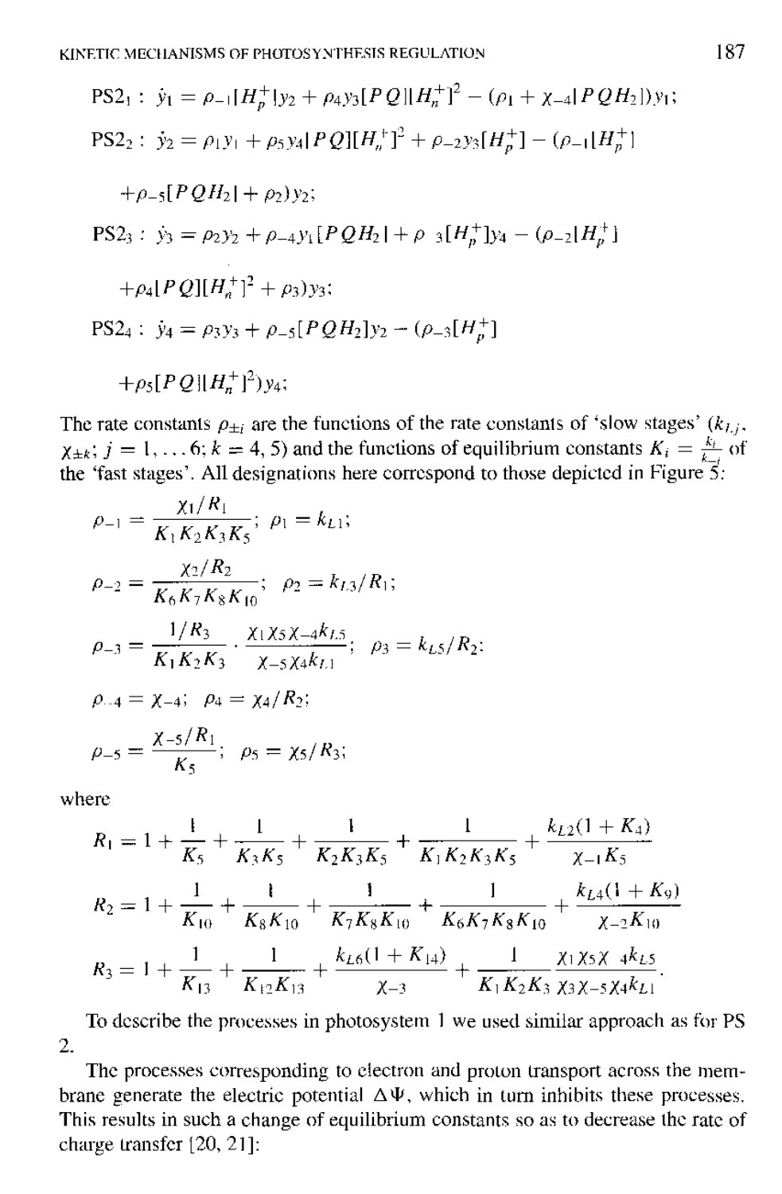$$\text{PS2}_1: \ \dot{y}_1 = \rho_{-1}[H_p^+]y_2 + \rho_4 y_3[PQ][H_n^+]^2 - (\rho_1 + \chi_{-4}[PQH_2])y_1;$$

$$\text{PS2}_2: \ \dot{y}_2 = \rho_1 y_1 + \rho_5 y_4[PQ][H_n^+]^2 + \rho_{-2}y_3[H_p^+] - (\rho_{-1}[H_p^+] + \rho_{-5}[PQH_2] + \rho_2)y_2;$$

$$\text{PS2}_3: \ \dot{y}_3 = \rho_2 y_2 + \rho_{-4}y_1[PQH_2] + \rho_{-3}[H_p^+]y_4 - (\rho_{-2}[H_p^+] + \rho_4[PQ][H_n^+]^2 + \rho_3)y_3;$$

$$\text{PS2}_4: \ \dot{y}_4 = \rho_3 y_3 + \rho_{-5}[PQH_2]y_2 - (\rho_{-3}[H_p^+] + \rho_5[PQ][H_n^+]^2)y_4;$$

The rate constants $\rho_{\pm i}$ are the functions of the rate constants of 'slow stages' ($k_{L,j}$, $\chi_{\pm k}$; $j = 1, \ldots 6$; $k = 4, 5$) and the functions of equilibrium constants $K_i = \frac{k_i}{k_{-i}}$ of the 'fast stages'. All designations here correspond to those depicted in Figure 5:

$$\rho_{-1} = \frac{\chi_1/R_1}{K_1 K_2 K_3 K_5}; \quad \rho_1 = k_{L1};$$

$$\rho_{-2} = \frac{\chi_2/R_2}{K_6 K_7 K_8 K_{10}}; \quad \rho_2 = k_{L3}/R_1;$$

$$\rho_{-3} = \frac{1/R_3}{K_1 K_2 K_3} \cdot \frac{\chi_1 \chi_5 \chi_{-4} k_{L5}}{\chi_{-5} \chi_4 k_{L1}}; \quad \rho_3 = k_{L5}/R_2;$$

$$\rho_{-4} = \chi_{-4}; \quad \rho_4 = \chi_4/R_2;$$

$$\rho_{-5} = \frac{\chi_{-5}/R_1}{K_5}; \quad \rho_5 = \chi_5/R_3;$$

where

$$R_1 = 1 + \frac{1}{K_5} + \frac{1}{K_3 K_5} + \frac{1}{K_2 K_3 K_5} + \frac{1}{K_1 K_2 K_3 K_5} + \frac{k_{L2}(1 + K_4)}{\chi_{-1} K_5}$$

$$R_2 = 1 + \frac{1}{K_{10}} + \frac{1}{K_8 K_{10}} + \frac{1}{K_7 K_8 K_{10}} + \frac{1}{K_6 K_7 K_8 K_{10}} + \frac{k_{L4}(1 + K_9)}{\chi_{-2} K_{10}}$$

$$R_3 = 1 + \frac{1}{K_{13}} + \frac{1}{K_{12} K_{13}} + \frac{k_{L6}(1 + K_{14})}{\chi_{-3}} + \frac{1}{K_1 K_2 K_3} \frac{\chi_1 \chi_5 \chi_{-4} k_{L5}}{\chi_3 \chi_{-5} \chi_4 k_{L1}}.$$

To describe the processes in photosystem 1 we used similar approach as for PS 2.

The processes corresponding to electron and proton transport across the membrane generate the electric potential $\Delta\Psi$, which in turn inhibits these processes. This results in such a change of equilibrium constants so as to decrease the rate of charge transfer [20, 21]: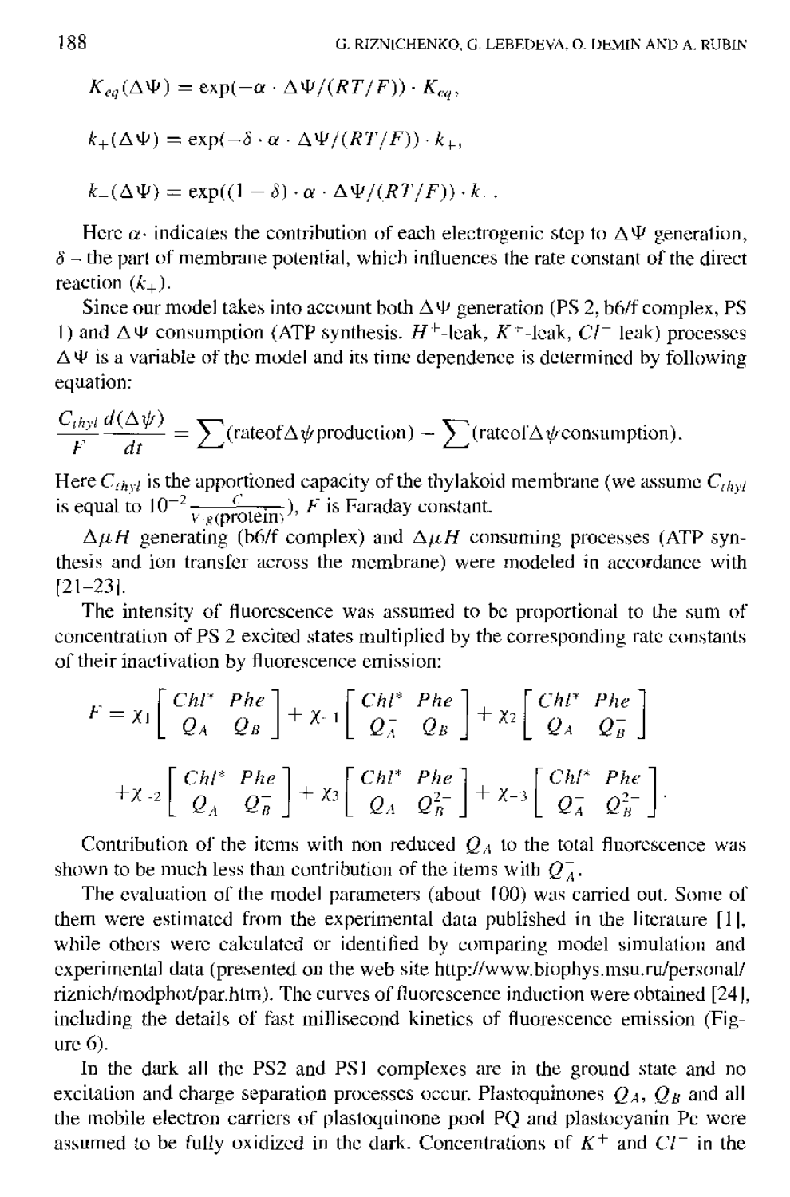$$K_{eq}(\Delta\Psi) = \exp(-\alpha \cdot \Delta\Psi/(RT/F)) \cdot K_{eq},$$

$$k_+(\Delta\Psi) = \exp(-\delta \cdot \alpha \cdot \Delta\Psi/(RT/F)) \cdot k_+,$$

$$k_-(\Delta\Psi) = \exp((1-\delta) \cdot \alpha \cdot \Delta\Psi/(RT/F)) \cdot k_-.$$

Here $\alpha\cdot$ indicates the contribution of each electrogenic step to $\Delta\Psi$ generation, $\delta$ – the part of membrane potential, which influences the rate constant of the direct reaction ($k_+$).

Since our model takes into account both $\Delta\Psi$ generation (PS 2, b6/f complex, PS 1) and $\Delta\Psi$ consumption (ATP synthesis. $H^+$-leak, $K^+$-leak, $Cl^-$ leak) processes $\Delta\Psi$ is a variable of the model and its time dependence is determined by following equation:

$$\frac{C_{thyl}}{F}\frac{d(\Delta\psi)}{dt} = \sum(\text{rateof}\Delta\psi\text{production}) - \sum(\text{rateof}\Delta\psi\text{consumption}).$$

Here $C_{thyl}$ is the apportioned capacity of the thylakoid membrane (we assume $C_{thyl}$ is equal to $10^{-2}\frac{C}{V\cdot g(\text{protein})}$), $F$ is Faraday constant.

$\Delta\mu H$ generating (b6/f complex) and $\Delta\mu H$ consuming processes (ATP synthesis and ion transfer across the membrane) were modeled in accordance with [21–23].

The intensity of fluorescence was assumed to be proportional to the sum of concentration of PS 2 excited states multiplied by the corresponding rate constants of their inactivation by fluorescence emission:

$$F = \chi_1\begin{bmatrix} Chl^* & Phe \\ Q_A & Q_B \end{bmatrix} + \chi_{-1}\begin{bmatrix} Chl^* & Phe \\ Q_A^- & Q_B \end{bmatrix} + \chi_2\begin{bmatrix} Chl^* & Phe \\ Q_A & Q_B^- \end{bmatrix}$$

$$+\chi_{-2}\begin{bmatrix} Chl^* & Phe \\ Q_A & Q_B^- \end{bmatrix} + \chi_3\begin{bmatrix} Chl^* & Phe \\ Q_A & Q_B^{2-} \end{bmatrix} + \chi_{-3}\begin{bmatrix} Chl^* & Phe \\ Q_A^- & Q_B^{2-} \end{bmatrix}.$$

Contribution of the items with non reduced $Q_A$ to the total fluorescence was shown to be much less than contribution of the items with $Q_A^-$.

The evaluation of the model parameters (about 100) was carried out. Some of them were estimated from the experimental data published in the literature [1], while others were calculated or identified by comparing model simulation and experimental data (presented on the web site http://www.biophys.msu.ru/personal/riznich/modphot/par.htm). The curves of fluorescence induction were obtained [24], including the details of fast millisecond kinetics of fluorescence emission (Figure 6).

In the dark all the PS2 and PS1 complexes are in the ground state and no excitation and charge separation processes occur. Plastoquinones $Q_A$, $Q_B$ and all the mobile electron carriers of plastoquinone pool PQ and plastocyanin Pc were assumed to be fully oxidized in the dark. Concentrations of $K^+$ and $Cl^-$ in the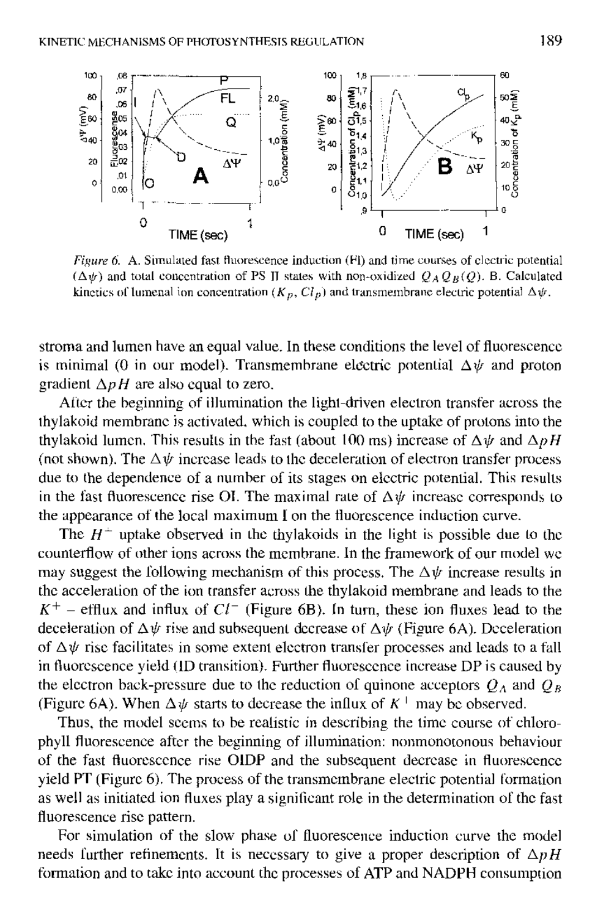*Figure 6.* A. Simulated fast fluorescence induction (FI) and time courses of electric potential ($\Delta\psi$) and total concentration of PS II states with non-oxidized $Q_A Q_B (Q)$. B. Calculated kinetics of lumenal ion concentration ($K_p$, $Cl_p$) and transmembrane electric potential $\Delta\psi$.

stroma and lumen have an equal value. In these conditions the level of fluorescence is minimal (0 in our model). Transmembrane electric potential $\Delta\psi$ and proton gradient $\Delta pH$ are also equal to zero.

After the beginning of illumination the light-driven electron transfer across the thylakoid membrane is activated, which is coupled to the uptake of protons into the thylakoid lumen. This results in the fast (about 100 ms) increase of $\Delta\psi$ and $\Delta pH$ (not shown). The $\Delta\psi$ increase leads to the deceleration of electron transfer process due to the dependence of a number of its stages on electric potential. This results in the fast fluorescence rise OI. The maximal rate of $\Delta\psi$ increase corresponds to the appearance of the local maximum I on the fluorescence induction curve.

The $H^+$ uptake observed in the thylakoids in the light is possible due to the counterflow of other ions across the membrane. In the framework of our model we may suggest the following mechanism of this process. The $\Delta\psi$ increase results in the acceleration of the ion transfer across the thylakoid membrane and leads to the $K^+$ – efflux and influx of $Cl^-$ (Figure 6B). In turn, these ion fluxes lead to the deceleration of $\Delta\psi$ rise and subsequent decrease of $\Delta\psi$ (Figure 6A). Deceleration of $\Delta\psi$ rise facilitates in some extent electron transfer processes and leads to a fall in fluorescence yield (ID transition). Further fluorescence increase DP is caused by the electron back-pressure due to the reduction of quinone acceptors $Q_A$ and $Q_B$ (Figure 6A). When $\Delta\psi$ starts to decrease the influx of $K^+$ may be observed.

Thus, the model seems to be realistic in describing the time course of chlorophyll fluorescence after the beginning of illumination: nonmonotonous behaviour of the fast fluorescence rise OIDP and the subsequent decrease in fluorescence yield PT (Figure 6). The process of the transmembrane electric potential formation as well as initiated ion fluxes play a significant role in the determination of the fast fluorescence rise pattern.

For simulation of the slow phase of fluorescence induction curve the model needs further refinements. It is necessary to give a proper description of $\Delta pH$ formation and to take into account the processes of ATP and NADPH consumption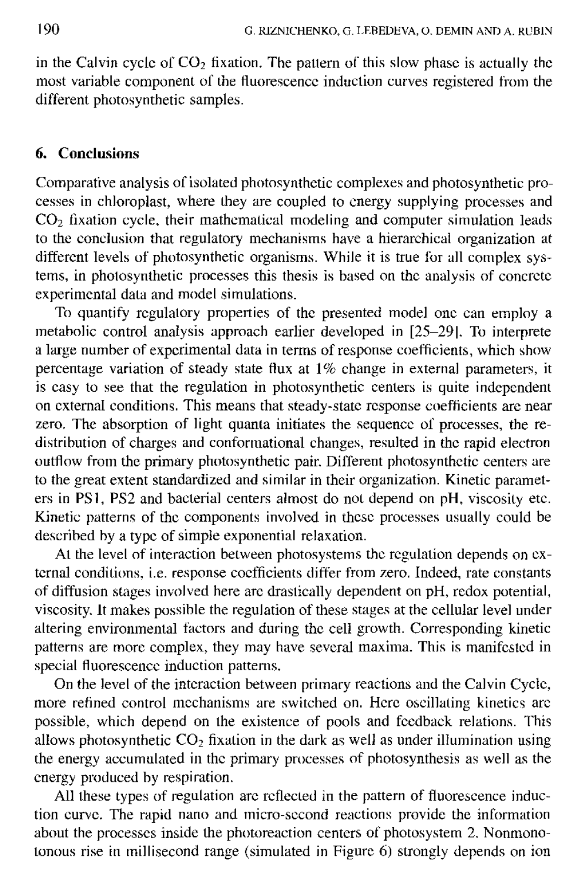in the Calvin cycle of $CO_2$ fixation. The pattern of this slow phase is actually the most variable component of the fluorescence induction curves registered from the different photosynthetic samples.

## 6. Conclusions

Comparative analysis of isolated photosynthetic complexes and photosynthetic processes in chloroplast, where they are coupled to energy supplying processes and $CO_2$ fixation cycle, their mathematical modeling and computer simulation leads to the conclusion that regulatory mechanisms have a hierarchical organization at different levels of photosynthetic organisms. While it is true for all complex systems, in photosynthetic processes this thesis is based on the analysis of concrete experimental data and model simulations.

To quantify regulatory properties of the presented model one can employ a metabolic control analysis approach earlier developed in [25–29]. To interprete a large number of experimental data in terms of response coefficients, which show percentage variation of steady state flux at 1% change in external parameters, it is easy to see that the regulation in photosynthetic centers is quite independent on external conditions. This means that steady-state response coefficients are near zero. The absorption of light quanta initiates the sequence of processes, the redistribution of charges and conformational changes, resulted in the rapid electron outflow from the primary photosynthetic pair. Different photosynthetic centers are to the great extent standardized and similar in their organization. Kinetic parameters in PS1, PS2 and bacterial centers almost do not depend on pH, viscosity etc. Kinetic patterns of the components involved in these processes usually could be described by a type of simple exponential relaxation.

At the level of interaction between photosystems the regulation depends on external conditions, i.e. response coefficients differ from zero. Indeed, rate constants of diffusion stages involved here are drastically dependent on pH, redox potential, viscosity. It makes possible the regulation of these stages at the cellular level under altering environmental factors and during the cell growth. Corresponding kinetic patterns are more complex, they may have several maxima. This is manifested in special fluorescence induction patterns.

On the level of the interaction between primary reactions and the Calvin Cycle, more refined control mechanisms are switched on. Here oscillating kinetics are possible, which depend on the existence of pools and feedback relations. This allows photosynthetic $CO_2$ fixation in the dark as well as under illumination using the energy accumulated in the primary processes of photosynthesis as well as the energy produced by respiration.

All these types of regulation are reflected in the pattern of fluorescence induction curve. The rapid nano and micro-second reactions provide the information about the processes inside the photoreaction centers of photosystem 2. Nonmonotonous rise in millisecond range (simulated in Figure 6) strongly depends on ion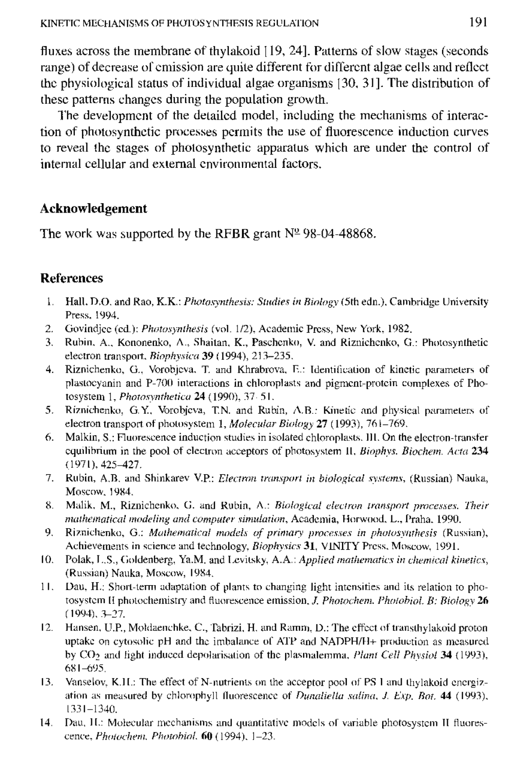fluxes across the membrane of thylakoid [19, 24]. Patterns of slow stages (seconds range) of decrease of emission are quite different for different algae cells and reflect the physiological status of individual algae organisms [30, 31]. The distribution of these patterns changes during the population growth.

The development of the detailed model, including the mechanisms of interaction of photosynthetic processes permits the use of fluorescence induction curves to reveal the stages of photosynthetic apparatus which are under the control of internal cellular and external environmental factors.

## Acknowledgement

The work was supported by the RFBR grant № 98-04-48868.

## References

1. Hall, D.O. and Rao, K.K.: *Photosynthesis: Studies in Biology* (5th edn.), Cambridge University Press, 1994.
2. Govindjee (ed.): *Photosynthesis* (vol. 1/2), Academic Press, New York, 1982.
3. Rubin, A., Kononenko, A., Shaitan, K., Paschenko, V. and Riznichenko, G.: Photosynthetic electron transport, *Biophysica* **39** (1994), 213–235.
4. Riznichenko, G., Vorobjeva, T. and Khrabrova, E.: Identification of kinetic parameters of plastocyanin and P-700 interactions in chloroplasts and pigment-protein complexes of Photosystem 1, *Photosynthetica* **24** (1990), 37–51.
5. Riznichenko, G.Y., Vorobjeva, T.N. and Rubin, A.B.: Kinetic and physical parameters of electron transport of photosystem 1, *Molecular Biology* **27** (1993), 761–769.
6. Malkin, S.: Fluorescence induction studies in isolated chloroplasts. III. On the electron-transfer equilibrium in the pool of electron acceptors of photosystem II, *Biophys. Biochem. Acta* **234** (1971), 425–427.
7. Rubin, A.B. and Shinkarev V.P.: *Electron transport in biological systems*, (Russian) Nauka, Moscow, 1984.
8. Malik, M., Riznichenko, G. and Rubin, A.: *Biological electron transport processes. Their mathematical modeling and computer simulation*, Academia, Horwood, L., Praha, 1990.
9. Riznichenko, G.: *Mathematical models of primary processes in photosynthesis* (Russian), Achievements in science and technology, *Biophysics* **31**, VINITY Press, Moscow, 1991.
10. Polak, L.S., Goldenberg, Ya.M. and Levitsky, A.A.: *Applied mathematics in chemical kinetics*, (Russian) Nauka, Moscow, 1984.
11. Dau, H.: Short-term adaptation of plants to changing light intensities and its relation to photosystem II photochemistry and fluorescence emission, *J. Photochem. Photobiol. B: Biology* **26** (1994), 3–27.
12. Hansen, U.P., Moldaenchke, C., Tabrizi, H. and Ramm, D.: The effect of transthylakoid proton uptake on cytosolic pH and the imbalance of ATP and NADPH/H+ production as measured by $CO_2$ and light induced depolarisation of the plasmalemma, *Plant Cell Physiol* **34** (1993), 681–695.
13. Vanselov, K.H.: The effect of N-nutrients on the acceptor pool of PS I and thylakoid energization as measured by chlorophyll fluorescence of *Dunaliella salina*, *J. Exp. Bot.* **44** (1993), 1331–1340.
14. Dau, H.: Molecular mechanisms and quantitative models of variable photosystem II fluorescence, *Photochem. Photobiol.* **60** (1994), 1–23.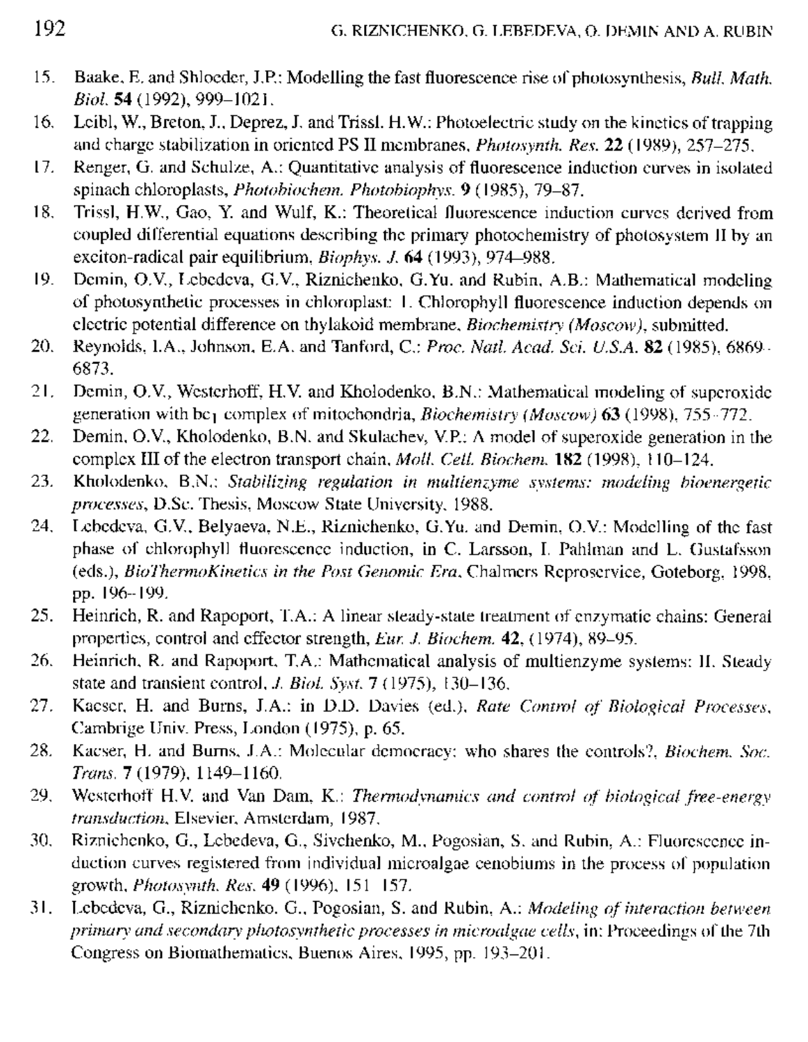15. Baake, E. and Shloeder, J.P.: Modelling the fast fluorescence rise of photosynthesis, *Bull. Math. Biol.* **54** (1992), 999–1021.
16. Leibl, W., Breton, J., Deprez, J. and Trissl. H.W.: Photoelectric study on the kinetics of trapping and charge stabilization in oriented PS II membranes, *Photosynth. Res.* **22** (1989), 257–275.
17. Renger, G. and Schulze, A.: Quantitative analysis of fluorescence induction curves in isolated spinach chloroplasts, *Photobiochem. Photobiophys.* **9** (1985), 79–87.
18. Trissl, H.W., Gao, Y. and Wulf, K.: Theoretical fluorescence induction curves derived from coupled differential equations describing the primary photochemistry of photosystem II by an exciton-radical pair equilibrium, *Biophys. J.* **64** (1993), 974–988.
19. Demin, O.V., Lebedeva, G.V., Riznichenko, G.Yu. and Rubin, A.B.: Mathematical modeling of photosynthetic processes in chloroplast: I. Chlorophyll fluorescence induction depends on electric potential difference on thylakoid membrane, *Biochemistry (Moscow)*, submitted.
20. Reynolds, I.A., Johnson, E.A. and Tanford, C.: *Proc. Natl. Acad. Sci. U.S.A.* **82** (1985), 6869–6873.
21. Demin, O.V., Westerhoff, H.V. and Kholodenko, B.N.: Mathematical modeling of superoxide generation with $bc_1$ complex of mitochondria, *Biochemistry (Moscow)* **63** (1998), 755–772.
22. Demin, O.V., Kholodenko, B.N. and Skulachev, V.P.: A model of superoxide generation in the complex III of the electron transport chain, *Moll. Cell. Biochem.* **182** (1998), 110–124.
23. Kholodenko, B.N.: *Stabilizing regulation in multienzyme systems: modeling bioenergetic processes*, D.Sc. Thesis, Moscow State University, 1988.
24. Lebedeva, G.V., Belyaeva, N.E., Riznichenko, G.Yu. and Demin, O.V.: Modelling of the fast phase of chlorophyll fluorescence induction, in C. Larsson, I. Pahlman and L. Gustafsson (eds.), *BioThermoKinetics in the Post Genomic Era*, Chalmers Reproservice, Goteborg, 1998, pp. 196–199.
25. Heinrich, R. and Rapoport, T.A.: A linear steady-state treatment of enzymatic chains: General properties, control and effector strength, *Eur. J. Biochem.* **42**, (1974), 89–95.
26. Heinrich, R. and Rapoport, T.A.: Mathematical analysis of multienzyme systems: II. Steady state and transient control, *J. Biol. Syst.* **7** (1975), 130–136.
27. Kaeser, H. and Burns, J.A.: in D.D. Davies (ed.), *Rate Control of Biological Processes*, Cambrige Univ. Press, London (1975), p. 65.
28. Kaeser, H. and Burns, J.A.: Molecular democracy: who shares the controls?, *Biochem. Soc. Trans.* **7** (1979), 1149–1160.
29. Westerhoff H.V. and Van Dam, K.: *Thermodynamics and control of biological free-energy transduction*, Elsevier, Amsterdam, 1987.
30. Riznichenko, G., Lebedeva, G., Sivchenko, M., Pogosian, S. and Rubin, A.: Fluorescence induction curves registered from individual microalgae cenobiums in the process of population growth, *Photosynth. Res.* **49** (1996), 151–157.
31. Lebedeva, G., Riznichenko, G., Pogosian, S. and Rubin, A.: *Modeling of interaction between primary and secondary photosynthetic processes in microalgae cells*, in: Proceedings of the 7th Congress on Biomathematics, Buenos Aires, 1995, pp. 193–201.